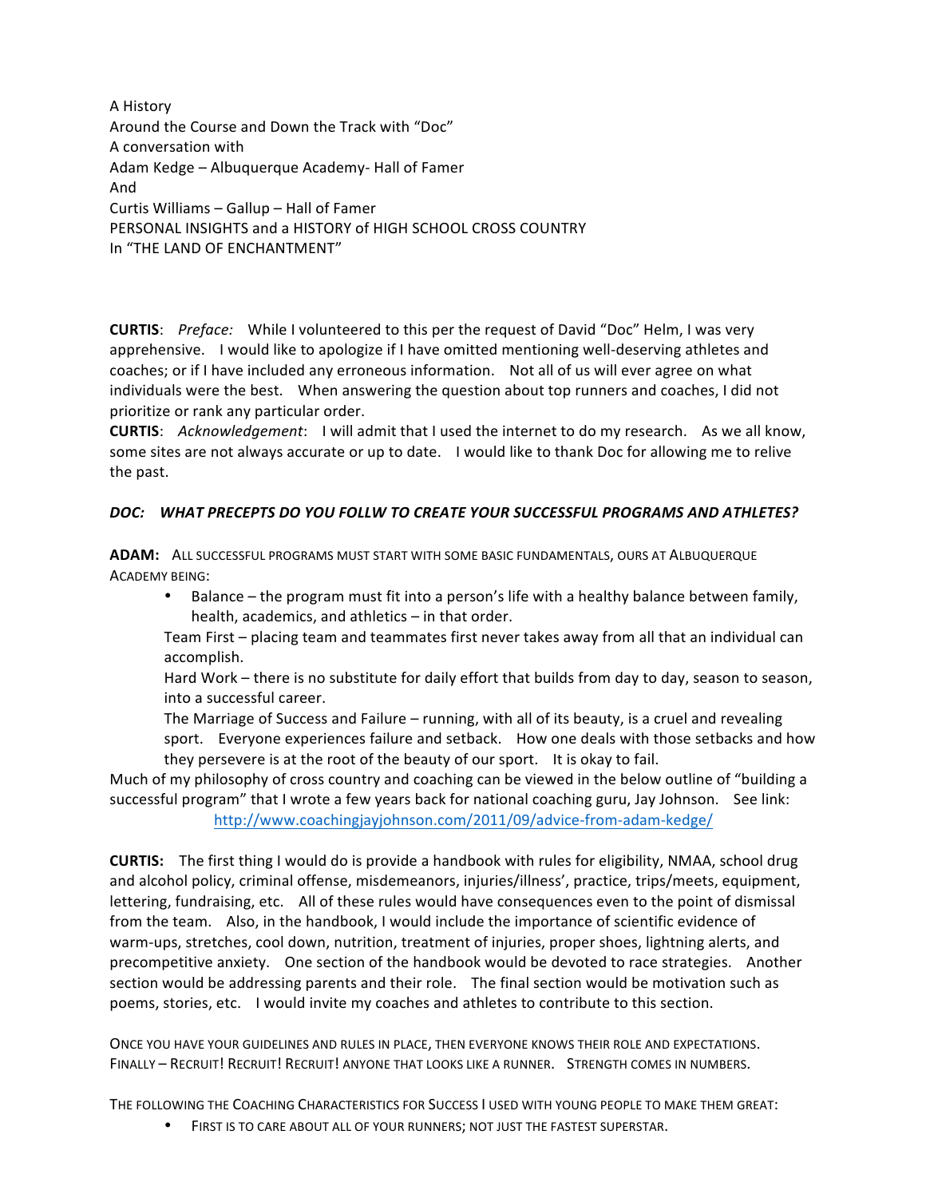A History
Around the Course and Down the Track with "Doc"
A conversation with
Adam Kedge – Albuquerque Academy- Hall of Famer
And
Curtis Williams – Gallup – Hall of Famer
PERSONAL INSIGHTS and a HISTORY of HIGH SCHOOL CROSS COUNTRY
In "THE LAND OF ENCHANTMENT"

**CURTIS**: *Preface:* While I volunteered to this per the request of David "Doc" Helm, I was very apprehensive. I would like to apologize if I have omitted mentioning well-deserving athletes and coaches; or if I have included any erroneous information. Not all of us will ever agree on what individuals were the best. When answering the question about top runners and coaches, I did not prioritize or rank any particular order.

**CURTIS**: *Acknowledgement*: I will admit that I used the internet to do my research. As we all know, some sites are not always accurate or up to date. I would like to thank Doc for allowing me to relive the past.

***DOC: WHAT PRECEPTS DO YOU FOLLW TO CREATE YOUR SUCCESSFUL PROGRAMS AND ATHLETES?***

**ADAM:** ALL SUCCESSFUL PROGRAMS MUST START WITH SOME BASIC FUNDAMENTALS, OURS AT ALBUQUERQUE ACADEMY BEING:

- Balance – the program must fit into a person's life with a healthy balance between family, health, academics, and athletics – in that order.

  Team First – placing team and teammates first never takes away from all that an individual can accomplish.

  Hard Work – there is no substitute for daily effort that builds from day to day, season to season, into a successful career.

  The Marriage of Success and Failure – running, with all of its beauty, is a cruel and revealing sport. Everyone experiences failure and setback. How one deals with those setbacks and how they persevere is at the root of the beauty of our sport. It is okay to fail.

Much of my philosophy of cross country and coaching can be viewed in the below outline of "building a successful program" that I wrote a few years back for national coaching guru, Jay Johnson. See link:

http://www.coachingjayjohnson.com/2011/09/advice-from-adam-kedge/

**CURTIS:** The first thing I would do is provide a handbook with rules for eligibility, NMAA, school drug and alcohol policy, criminal offense, misdemeanors, injuries/illness', practice, trips/meets, equipment, lettering, fundraising, etc. All of these rules would have consequences even to the point of dismissal from the team. Also, in the handbook, I would include the importance of scientific evidence of warm-ups, stretches, cool down, nutrition, treatment of injuries, proper shoes, lightning alerts, and precompetitive anxiety. One section of the handbook would be devoted to race strategies. Another section would be addressing parents and their role. The final section would be motivation such as poems, stories, etc. I would invite my coaches and athletes to contribute to this section.

ONCE YOU HAVE YOUR GUIDELINES AND RULES IN PLACE, THEN EVERYONE KNOWS THEIR ROLE AND EXPECTATIONS. FINALLY – RECRUIT! RECRUIT! RECRUIT! ANYONE THAT LOOKS LIKE A RUNNER. STRENGTH COMES IN NUMBERS.

THE FOLLOWING THE COACHING CHARACTERISTICS FOR SUCCESS I USED WITH YOUNG PEOPLE TO MAKE THEM GREAT:

- FIRST IS TO CARE ABOUT ALL OF YOUR RUNNERS; NOT JUST THE FASTEST SUPERSTAR.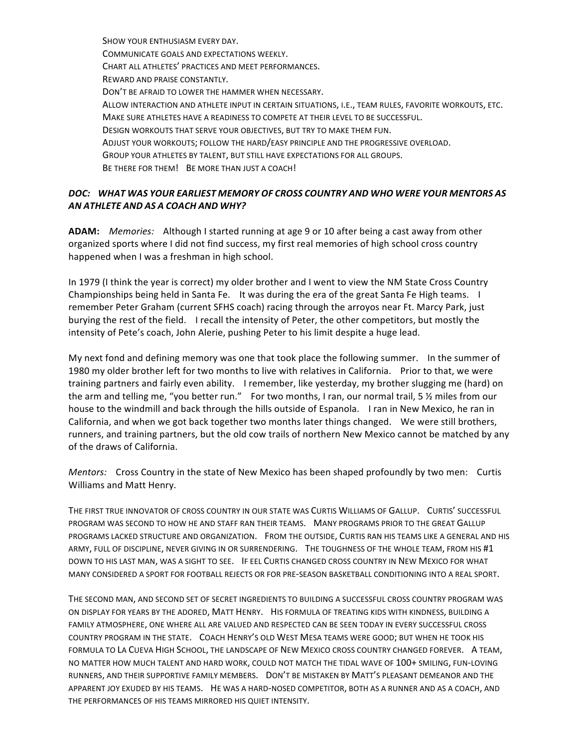Show your enthusiasm every day.
Communicate goals and expectations weekly.
Chart all athletes' practices and meet performances.
Reward and praise constantly.
Don't be afraid to lower the hammer when necessary.
Allow interaction and athlete input in certain situations, i.e., team rules, favorite workouts, etc.
Make sure athletes have a readiness to compete at their level to be successful.
Design workouts that serve your objectives, but try to make them fun.
Adjust your workouts; follow the hard/easy principle and the progressive overload.
Group your athletes by talent, but still have expectations for all groups.
Be there for them! Be more than just a coach!

***DOC: What was your earliest memory of cross country and who were your mentors as an athlete and as a coach and why?***

**ADAM:** *Memories:* Although I started running at age 9 or 10 after being a cast away from other organized sports where I did not find success, my first real memories of high school cross country happened when I was a freshman in high school.

In 1979 (I think the year is correct) my older brother and I went to view the NM State Cross Country Championships being held in Santa Fe. It was during the era of the great Santa Fe High teams. I remember Peter Graham (current SFHS coach) racing through the arroyos near Ft. Marcy Park, just burying the rest of the field. I recall the intensity of Peter, the other competitors, but mostly the intensity of Pete's coach, John Alerie, pushing Peter to his limit despite a huge lead.

My next fond and defining memory was one that took place the following summer. In the summer of 1980 my older brother left for two months to live with relatives in California. Prior to that, we were training partners and fairly even ability. I remember, like yesterday, my brother slugging me (hard) on the arm and telling me, "you better run." For two months, I ran, our normal trail, 5 ½ miles from our house to the windmill and back through the hills outside of Espanola. I ran in New Mexico, he ran in California, and when we got back together two months later things changed. We were still brothers, runners, and training partners, but the old cow trails of northern New Mexico cannot be matched by any of the draws of California.

*Mentors:* Cross Country in the state of New Mexico has been shaped profoundly by two men: Curtis Williams and Matt Henry.

The first true innovator of cross country in our state was Curtis Williams of Gallup. Curtis' successful program was second to how he and staff ran their teams. Many programs prior to the great Gallup programs lacked structure and organization. From the outside, Curtis ran his teams like a general and his army, full of discipline, never giving in or surrendering. The toughness of the whole team, from his #1 down to his last man, was a sight to see. I feel Curtis changed cross country in New Mexico for what many considered a sport for football rejects or for pre-season basketball conditioning into a real sport.

The second man, and second set of secret ingredients to building a successful cross country program was on display for years by the adored, Matt Henry. His formula of treating kids with kindness, building a family atmosphere, one where all are valued and respected can be seen today in every successful cross country program in the state. Coach Henry's old West Mesa teams were good; but when he took his formula to La Cueva High School, the landscape of New Mexico cross country changed forever. A team, no matter how much talent and hard work, could not match the tidal wave of 100+ smiling, fun-loving runners, and their supportive family members. Don't be mistaken by Matt's pleasant demeanor and the apparent joy exuded by his teams. He was a hard-nosed competitor, both as a runner and as a coach, and the performances of his teams mirrored his quiet intensity.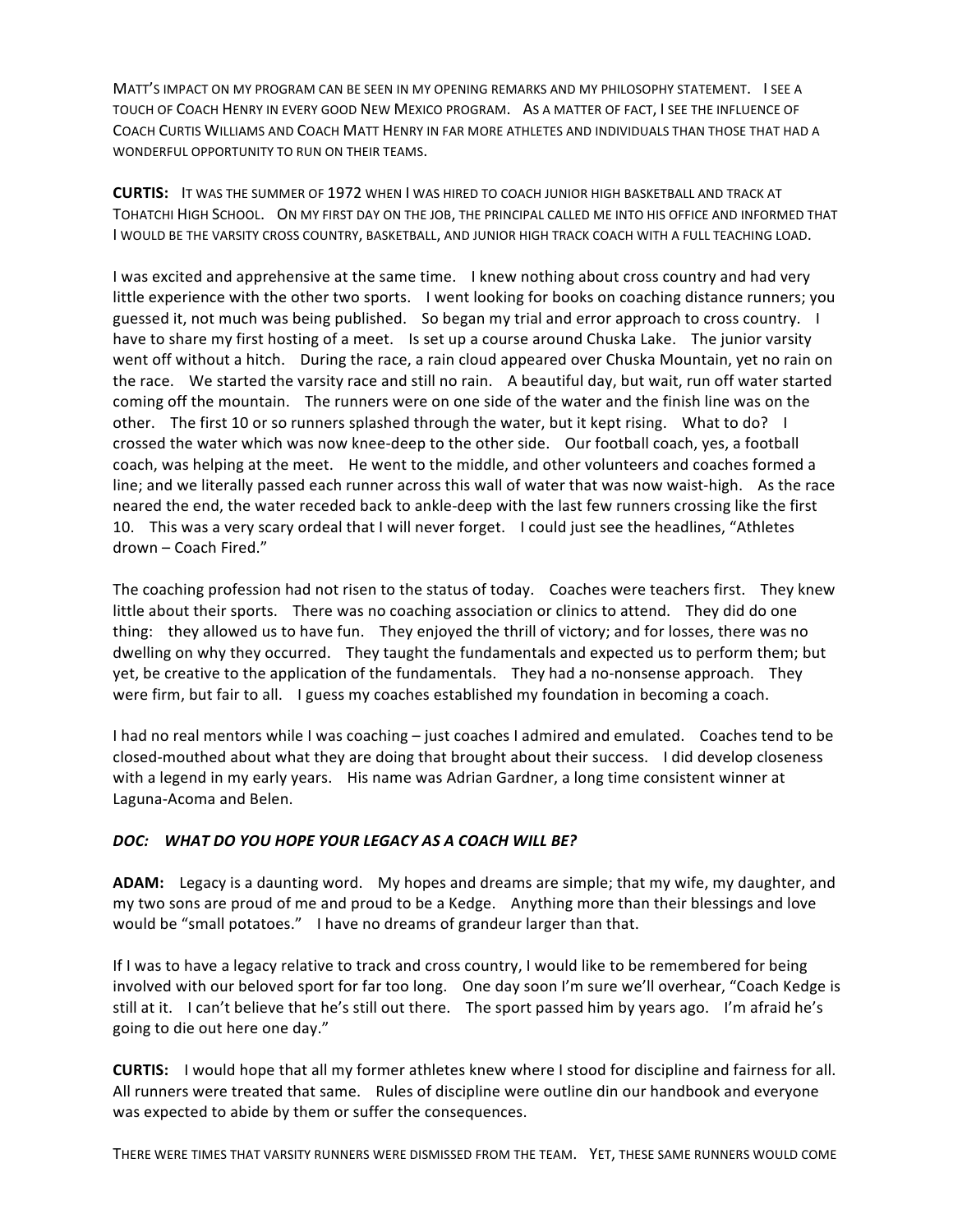Matt's impact on my program can be seen in my opening remarks and my philosophy statement. I see a touch of Coach Henry in every good New Mexico program. As a matter of fact, I see the influence of Coach Curtis Williams and Coach Matt Henry in far more athletes and individuals than those that had a wonderful opportunity to run on their teams.

**CURTIS:** It was the summer of 1972 when I was hired to coach junior high basketball and track at Tohatchi High School. On my first day on the job, the principal called me into his office and informed that I would be the varsity cross country, basketball, and junior high track coach with a full teaching load.

I was excited and apprehensive at the same time. I knew nothing about cross country and had very little experience with the other two sports. I went looking for books on coaching distance runners; you guessed it, not much was being published. So began my trial and error approach to cross country. I have to share my first hosting of a meet. Is set up a course around Chuska Lake. The junior varsity went off without a hitch. During the race, a rain cloud appeared over Chuska Mountain, yet no rain on the race. We started the varsity race and still no rain. A beautiful day, but wait, run off water started coming off the mountain. The runners were on one side of the water and the finish line was on the other. The first 10 or so runners splashed through the water, but it kept rising. What to do? I crossed the water which was now knee-deep to the other side. Our football coach, yes, a football coach, was helping at the meet. He went to the middle, and other volunteers and coaches formed a line; and we literally passed each runner across this wall of water that was now waist-high. As the race neared the end, the water receded back to ankle-deep with the last few runners crossing like the first 10. This was a very scary ordeal that I will never forget. I could just see the headlines, "Athletes drown – Coach Fired."

The coaching profession had not risen to the status of today. Coaches were teachers first. They knew little about their sports. There was no coaching association or clinics to attend. They did do one thing: they allowed us to have fun. They enjoyed the thrill of victory; and for losses, there was no dwelling on why they occurred. They taught the fundamentals and expected us to perform them; but yet, be creative to the application of the fundamentals. They had a no-nonsense approach. They were firm, but fair to all. I guess my coaches established my foundation in becoming a coach.

I had no real mentors while I was coaching – just coaches I admired and emulated. Coaches tend to be closed-mouthed about what they are doing that brought about their success. I did develop closeness with a legend in my early years. His name was Adrian Gardner, a long time consistent winner at Laguna-Acoma and Belen.

***DOC: WHAT DO YOU HOPE YOUR LEGACY AS A COACH WILL BE?***

**ADAM:** Legacy is a daunting word. My hopes and dreams are simple; that my wife, my daughter, and my two sons are proud of me and proud to be a Kedge. Anything more than their blessings and love would be "small potatoes." I have no dreams of grandeur larger than that.

If I was to have a legacy relative to track and cross country, I would like to be remembered for being involved with our beloved sport for far too long. One day soon I'm sure we'll overhear, "Coach Kedge is still at it. I can't believe that he's still out there. The sport passed him by years ago. I'm afraid he's going to die out here one day."

**CURTIS:** I would hope that all my former athletes knew where I stood for discipline and fairness for all. All runners were treated that same. Rules of discipline were outline din our handbook and everyone was expected to abide by them or suffer the consequences.

There were times that varsity runners were dismissed from the team. Yet, these same runners would come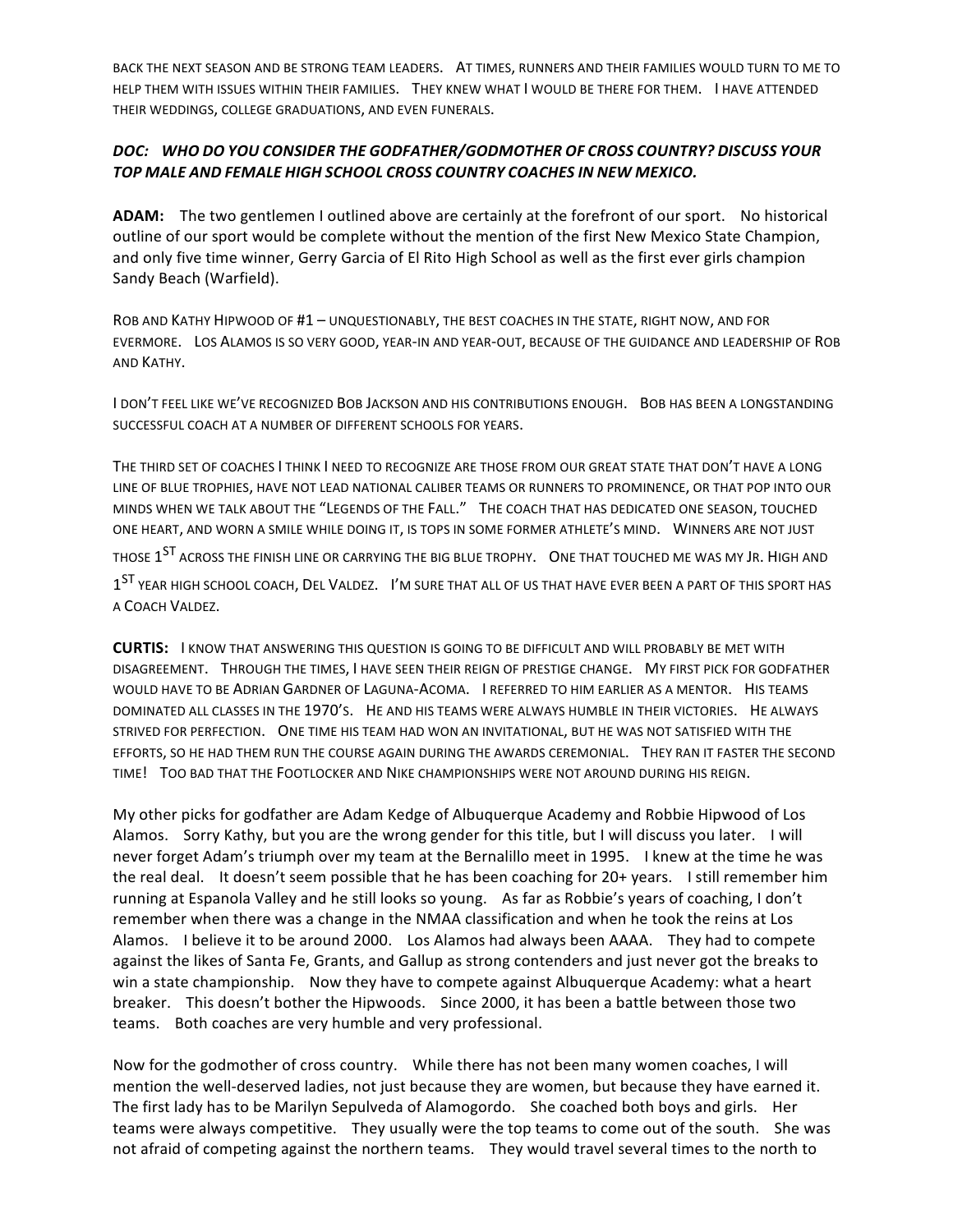BACK THE NEXT SEASON AND BE STRONG TEAM LEADERS. AT TIMES, RUNNERS AND THEIR FAMILIES WOULD TURN TO ME TO HELP THEM WITH ISSUES WITHIN THEIR FAMILIES. THEY KNEW WHAT I WOULD BE THERE FOR THEM. I HAVE ATTENDED THEIR WEDDINGS, COLLEGE GRADUATIONS, AND EVEN FUNERALS.

***DOC: WHO DO YOU CONSIDER THE GODFATHER/GODMOTHER OF CROSS COUNTRY? DISCUSS YOUR TOP MALE AND FEMALE HIGH SCHOOL CROSS COUNTRY COACHES IN NEW MEXICO.***

**ADAM:** The two gentlemen I outlined above are certainly at the forefront of our sport. No historical outline of our sport would be complete without the mention of the first New Mexico State Champion, and only five time winner, Gerry Garcia of El Rito High School as well as the first ever girls champion Sandy Beach (Warfield).

ROB AND KATHY HIPWOOD OF #1 – UNQUESTIONABLY, THE BEST COACHES IN THE STATE, RIGHT NOW, AND FOR EVERMORE. LOS ALAMOS IS SO VERY GOOD, YEAR-IN AND YEAR-OUT, BECAUSE OF THE GUIDANCE AND LEADERSHIP OF ROB AND KATHY.

I DON'T FEEL LIKE WE'VE RECOGNIZED BOB JACKSON AND HIS CONTRIBUTIONS ENOUGH. BOB HAS BEEN A LONGSTANDING SUCCESSFUL COACH AT A NUMBER OF DIFFERENT SCHOOLS FOR YEARS.

THE THIRD SET OF COACHES I THINK I NEED TO RECOGNIZE ARE THOSE FROM OUR GREAT STATE THAT DON'T HAVE A LONG LINE OF BLUE TROPHIES, HAVE NOT LEAD NATIONAL CALIBER TEAMS OR RUNNERS TO PROMINENCE, OR THAT POP INTO OUR MINDS WHEN WE TALK ABOUT THE "LEGENDS OF THE FALL." THE COACH THAT HAS DEDICATED ONE SEASON, TOUCHED ONE HEART, AND WORN A SMILE WHILE DOING IT, IS TOPS IN SOME FORMER ATHLETE'S MIND. WINNERS ARE NOT JUST THOSE 1ST ACROSS THE FINISH LINE OR CARRYING THE BIG BLUE TROPHY. ONE THAT TOUCHED ME WAS MY JR. HIGH AND 1ST YEAR HIGH SCHOOL COACH, DEL VALDEZ. I'M SURE THAT ALL OF US THAT HAVE EVER BEEN A PART OF THIS SPORT HAS A COACH VALDEZ.

**CURTIS:** I KNOW THAT ANSWERING THIS QUESTION IS GOING TO BE DIFFICULT AND WILL PROBABLY BE MET WITH DISAGREEMENT. THROUGH THE TIMES, I HAVE SEEN THEIR REIGN OF PRESTIGE CHANGE. MY FIRST PICK FOR GODFATHER WOULD HAVE TO BE ADRIAN GARDNER OF LAGUNA-ACOMA. I REFERRED TO HIM EARLIER AS A MENTOR. HIS TEAMS DOMINATED ALL CLASSES IN THE 1970'S. HE AND HIS TEAMS WERE ALWAYS HUMBLE IN THEIR VICTORIES. HE ALWAYS STRIVED FOR PERFECTION. ONE TIME HIS TEAM HAD WON AN INVITATIONAL, BUT HE WAS NOT SATISFIED WITH THE EFFORTS, SO HE HAD THEM RUN THE COURSE AGAIN DURING THE AWARDS CEREMONIAL. THEY RAN IT FASTER THE SECOND TIME! TOO BAD THAT THE FOOTLOCKER AND NIKE CHAMPIONSHIPS WERE NOT AROUND DURING HIS REIGN.

My other picks for godfather are Adam Kedge of Albuquerque Academy and Robbie Hipwood of Los Alamos. Sorry Kathy, but you are the wrong gender for this title, but I will discuss you later. I will never forget Adam's triumph over my team at the Bernalillo meet in 1995. I knew at the time he was the real deal. It doesn't seem possible that he has been coaching for 20+ years. I still remember him running at Espanola Valley and he still looks so young. As far as Robbie's years of coaching, I don't remember when there was a change in the NMAA classification and when he took the reins at Los Alamos. I believe it to be around 2000. Los Alamos had always been AAAA. They had to compete against the likes of Santa Fe, Grants, and Gallup as strong contenders and just never got the breaks to win a state championship. Now they have to compete against Albuquerque Academy: what a heart breaker. This doesn't bother the Hipwoods. Since 2000, it has been a battle between those two teams. Both coaches are very humble and very professional.

Now for the godmother of cross country. While there has not been many women coaches, I will mention the well-deserved ladies, not just because they are women, but because they have earned it. The first lady has to be Marilyn Sepulveda of Alamogordo. She coached both boys and girls. Her teams were always competitive. They usually were the top teams to come out of the south. She was not afraid of competing against the northern teams. They would travel several times to the north to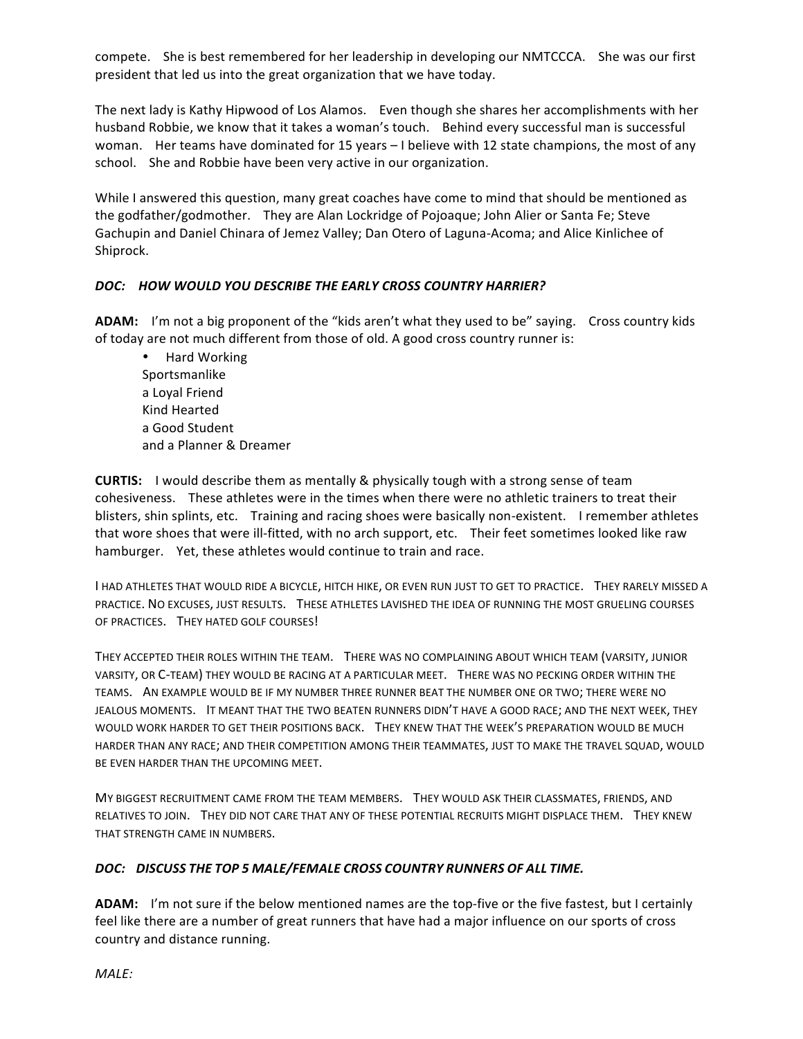compete. She is best remembered for her leadership in developing our NMTCCCA. She was our first president that led us into the great organization that we have today.

The next lady is Kathy Hipwood of Los Alamos. Even though she shares her accomplishments with her husband Robbie, we know that it takes a woman's touch. Behind every successful man is successful woman. Her teams have dominated for 15 years – I believe with 12 state champions, the most of any school. She and Robbie have been very active in our organization.

While I answered this question, many great coaches have come to mind that should be mentioned as the godfather/godmother. They are Alan Lockridge of Pojoaque; John Alier or Santa Fe; Steve Gachupin and Daniel Chinara of Jemez Valley; Dan Otero of Laguna-Acoma; and Alice Kinlichee of Shiprock.

***DOC: HOW WOULD YOU DESCRIBE THE EARLY CROSS COUNTRY HARRIER?***

**ADAM:** I'm not a big proponent of the "kids aren't what they used to be" saying. Cross country kids of today are not much different from those of old. A good cross country runner is:

- Hard Working
  Sportsmanlike
  a Loyal Friend
  Kind Hearted
  a Good Student
  and a Planner & Dreamer

**CURTIS:** I would describe them as mentally & physically tough with a strong sense of team cohesiveness. These athletes were in the times when there were no athletic trainers to treat their blisters, shin splints, etc. Training and racing shoes were basically non-existent. I remember athletes that wore shoes that were ill-fitted, with no arch support, etc. Their feet sometimes looked like raw hamburger. Yet, these athletes would continue to train and race.

I HAD ATHLETES THAT WOULD RIDE A BICYCLE, HITCH HIKE, OR EVEN RUN JUST TO GET TO PRACTICE. THEY RARELY MISSED A PRACTICE. NO EXCUSES, JUST RESULTS. THESE ATHLETES LAVISHED THE IDEA OF RUNNING THE MOST GRUELING COURSES OF PRACTICES. THEY HATED GOLF COURSES!

THEY ACCEPTED THEIR ROLES WITHIN THE TEAM. THERE WAS NO COMPLAINING ABOUT WHICH TEAM (VARSITY, JUNIOR VARSITY, OR C-TEAM) THEY WOULD BE RACING AT A PARTICULAR MEET. THERE WAS NO PECKING ORDER WITHIN THE TEAMS. AN EXAMPLE WOULD BE IF MY NUMBER THREE RUNNER BEAT THE NUMBER ONE OR TWO; THERE WERE NO JEALOUS MOMENTS. IT MEANT THAT THE TWO BEATEN RUNNERS DIDN'T HAVE A GOOD RACE; AND THE NEXT WEEK, THEY WOULD WORK HARDER TO GET THEIR POSITIONS BACK. THEY KNEW THAT THE WEEK'S PREPARATION WOULD BE MUCH HARDER THAN ANY RACE; AND THEIR COMPETITION AMONG THEIR TEAMMATES, JUST TO MAKE THE TRAVEL SQUAD, WOULD BE EVEN HARDER THAN THE UPCOMING MEET.

MY BIGGEST RECRUITMENT CAME FROM THE TEAM MEMBERS. THEY WOULD ASK THEIR CLASSMATES, FRIENDS, AND RELATIVES TO JOIN. THEY DID NOT CARE THAT ANY OF THESE POTENTIAL RECRUITS MIGHT DISPLACE THEM. THEY KNEW THAT STRENGTH CAME IN NUMBERS.

***DOC: DISCUSS THE TOP 5 MALE/FEMALE CROSS COUNTRY RUNNERS OF ALL TIME.***

**ADAM:** I'm not sure if the below mentioned names are the top-five or the five fastest, but I certainly feel like there are a number of great runners that have had a major influence on our sports of cross country and distance running.

*MALE:*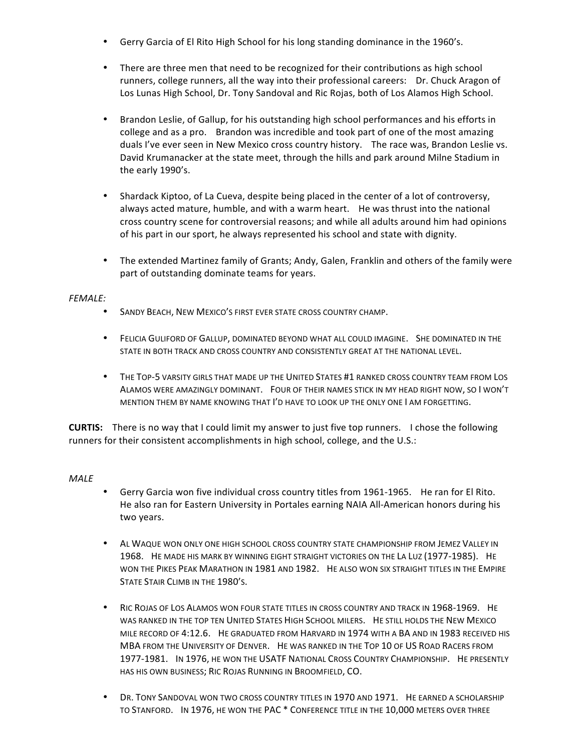- Gerry Garcia of El Rito High School for his long standing dominance in the 1960's.

- There are three men that need to be recognized for their contributions as high school runners, college runners, all the way into their professional careers: Dr. Chuck Aragon of Los Lunas High School, Dr. Tony Sandoval and Ric Rojas, both of Los Alamos High School.

- Brandon Leslie, of Gallup, for his outstanding high school performances and his efforts in college and as a pro. Brandon was incredible and took part of one of the most amazing duals I've ever seen in New Mexico cross country history. The race was, Brandon Leslie vs. David Krumanacker at the state meet, through the hills and park around Milne Stadium in the early 1990's.

- Shardack Kiptoo, of La Cueva, despite being placed in the center of a lot of controversy, always acted mature, humble, and with a warm heart. He was thrust into the national cross country scene for controversial reasons; and while all adults around him had opinions of his part in our sport, he always represented his school and state with dignity.

- The extended Martinez family of Grants; Andy, Galen, Franklin and others of the family were part of outstanding dominate teams for years.

*FEMALE:*

- Sandy Beach, New Mexico's first ever state cross country champ.

- Felicia Guliford of Gallup, dominated beyond what all could imagine. She dominated in the state in both track and cross country and consistently great at the national level.

- The Top-5 varsity girls that made up the United States #1 ranked cross country team from Los Alamos were amazingly dominant. Four of their names stick in my head right now, so I won't mention them by name knowing that I'd have to look up the only one I am forgetting.

**CURTIS:** There is no way that I could limit my answer to just five top runners. I chose the following runners for their consistent accomplishments in high school, college, and the U.S.:

*MALE*

- Gerry Garcia won five individual cross country titles from 1961-1965. He ran for El Rito. He also ran for Eastern University in Portales earning NAIA All-American honors during his two years.

- Al Waque won only one high school cross country state championship from Jemez Valley in 1968. He made his mark by winning eight straight victories on the La Luz (1977-1985). He won the Pikes Peak Marathon in 1981 and 1982. He also won six straight titles in the Empire State Stair Climb in the 1980's.

- Ric Rojas of Los Alamos won four state titles in cross country and track in 1968-1969. He was ranked in the top ten United States High School milers. He still holds the New Mexico mile record of 4:12.6. He graduated from Harvard in 1974 with a BA and in 1983 received his MBA from the University of Denver. He was ranked in the Top 10 of US Road Racers from 1977-1981. In 1976, he won the USATF National Cross Country Championship. He presently has his own business; Ric Rojas Running in Broomfield, CO.

- Dr. Tony Sandoval won two cross country titles in 1970 and 1971. He earned a scholarship to Stanford. In 1976, he won the PAC * Conference title in the 10,000 meters over three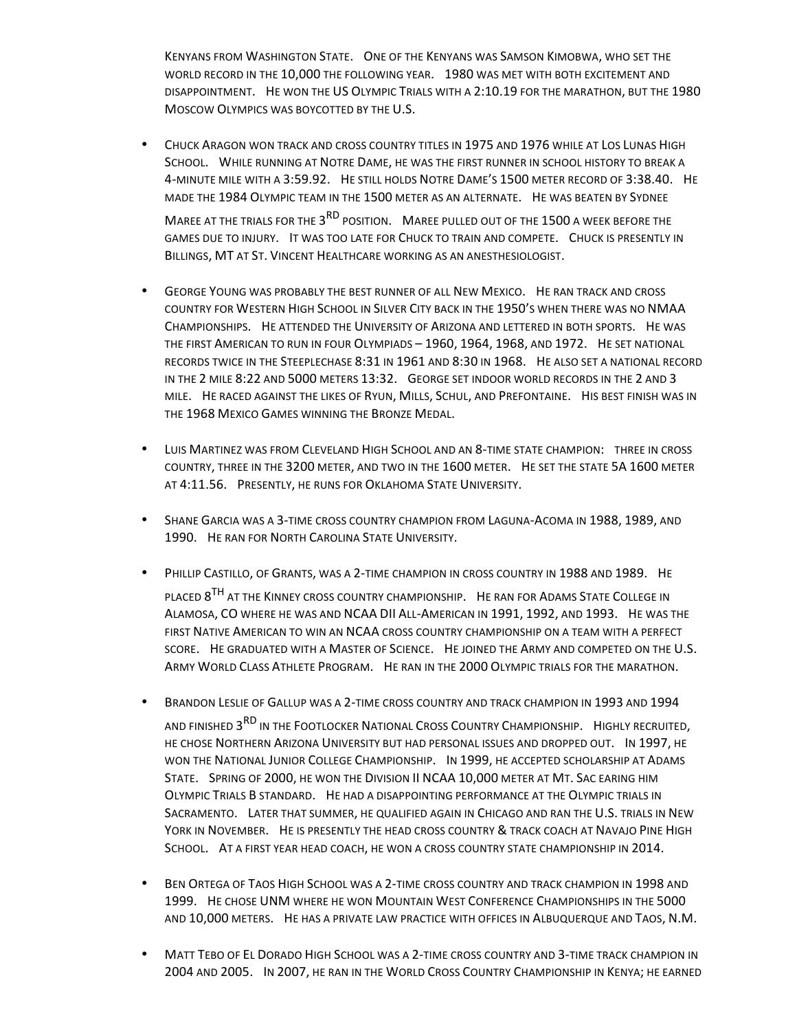Kenyans from Washington State. One of the Kenyans was Samson Kimobwa, who set the world record in the 10,000 the following year. 1980 was met with both excitement and disappointment. He won the US Olympic Trials with a 2:10.19 for the marathon, but the 1980 Moscow Olympics was boycotted by the U.S.

- Chuck Aragon won track and cross country titles in 1975 and 1976 while at Los Lunas High School. While running at Notre Dame, he was the first runner in school history to break a 4-minute mile with a 3:59.92. He still holds Notre Dame's 1500 meter record of 3:38.40. He made the 1984 Olympic team in the 1500 meter as an alternate. He was beaten by Sydnee Maree at the trials for the 3rd position. Maree pulled out of the 1500 a week before the games due to injury. It was too late for Chuck to train and compete. Chuck is presently in Billings, MT at St. Vincent Healthcare working as an anesthesiologist.

- George Young was probably the best runner of all New Mexico. He ran track and cross country for Western High School in Silver City back in the 1950's when there was no NMAA Championships. He attended the University of Arizona and lettered in both sports. He was the first American to run in four Olympiads – 1960, 1964, 1968, and 1972. He set national records twice in the Steeplechase 8:31 in 1961 and 8:30 in 1968. He also set a national record in the 2 mile 8:22 and 5000 meters 13:32. George set indoor world records in the 2 and 3 mile. He raced against the likes of Ryun, Mills, Schul, and Prefontaine. His best finish was in the 1968 Mexico Games winning the Bronze Medal.

- Luis Martinez was from Cleveland High School and an 8-time state champion: three in cross country, three in the 3200 meter, and two in the 1600 meter. He set the state 5A 1600 meter at 4:11.56. Presently, he runs for Oklahoma State University.

- Shane Garcia was a 3-time cross country champion from Laguna-Acoma in 1988, 1989, and 1990. He ran for North Carolina State University.

- Phillip Castillo, of Grants, was a 2-time champion in cross country in 1988 and 1989. He placed 8th at the Kinney cross country championship. He ran for Adams State College in Alamosa, CO where he was and NCAA DII All-American in 1991, 1992, and 1993. He was the first Native American to win an NCAA cross country championship on a team with a perfect score. He graduated with a Master of Science. He joined the Army and competed on the U.S. Army World Class Athlete Program. He ran in the 2000 Olympic trials for the marathon.

- Brandon Leslie of Gallup was a 2-time cross country and track champion in 1993 and 1994 and finished 3rd in the Footlocker National Cross Country Championship. Highly recruited, he chose Northern Arizona University but had personal issues and dropped out. In 1997, he won the National Junior College Championship. In 1999, he accepted scholarship at Adams State. Spring of 2000, he won the Division II NCAA 10,000 meter at Mt. Sac earing him Olympic Trials B standard. He had a disappointing performance at the Olympic trials in Sacramento. Later that summer, he qualified again in Chicago and ran the U.S. trials in New York in November. He is presently the head cross country & track coach at Navajo Pine High School. At a first year head coach, he won a cross country state championship in 2014.

- Ben Ortega of Taos High School was a 2-time cross country and track champion in 1998 and 1999. He chose UNM where he won Mountain West Conference Championships in the 5000 and 10,000 meters. He has a private law practice with offices in Albuquerque and Taos, N.M.

- Matt Tebo of El Dorado High School was a 2-time cross country and 3-time track champion in 2004 and 2005. In 2007, he ran in the World Cross Country Championship in Kenya; he earned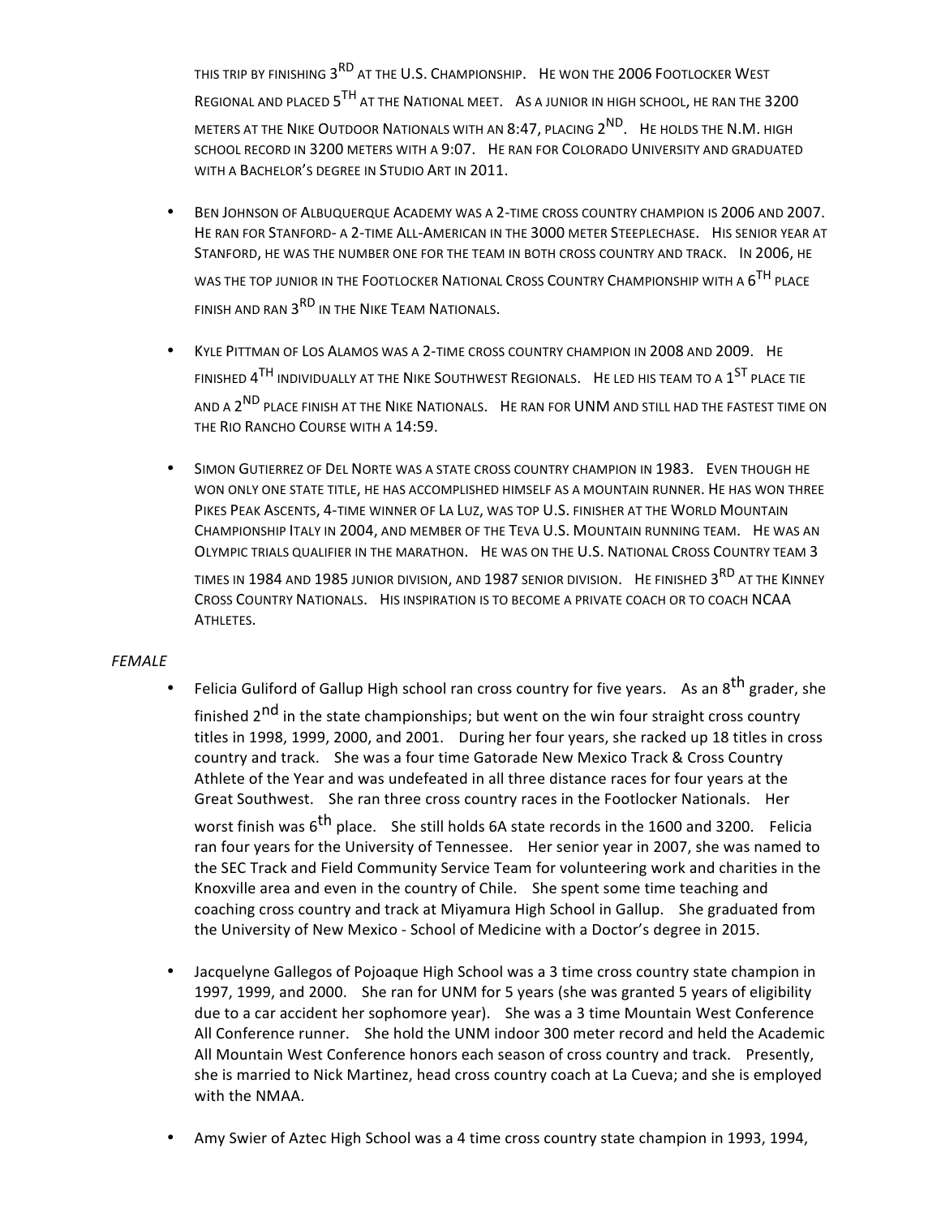THIS TRIP BY FINISHING 3RD AT THE U.S. CHAMPIONSHIP. HE WON THE 2006 FOOTLOCKER WEST REGIONAL AND PLACED 5TH AT THE NATIONAL MEET. AS A JUNIOR IN HIGH SCHOOL, HE RAN THE 3200 METERS AT THE NIKE OUTDOOR NATIONALS WITH AN 8:47, PLACING 2ND. HE HOLDS THE N.M. HIGH SCHOOL RECORD IN 3200 METERS WITH A 9:07. HE RAN FOR COLORADO UNIVERSITY AND GRADUATED WITH A BACHELOR'S DEGREE IN STUDIO ART IN 2011.

- BEN JOHNSON OF ALBUQUERQUE ACADEMY WAS A 2-TIME CROSS COUNTRY CHAMPION IS 2006 AND 2007. HE RAN FOR STANFORD- A 2-TIME ALL-AMERICAN IN THE 3000 METER STEEPLECHASE. HIS SENIOR YEAR AT STANFORD, HE WAS THE NUMBER ONE FOR THE TEAM IN BOTH CROSS COUNTRY AND TRACK. IN 2006, HE WAS THE TOP JUNIOR IN THE FOOTLOCKER NATIONAL CROSS COUNTRY CHAMPIONSHIP WITH A 6TH PLACE FINISH AND RAN 3RD IN THE NIKE TEAM NATIONALS.

- KYLE PITTMAN OF LOS ALAMOS WAS A 2-TIME CROSS COUNTRY CHAMPION IN 2008 AND 2009. HE FINISHED 4TH INDIVIDUALLY AT THE NIKE SOUTHWEST REGIONALS. HE LED HIS TEAM TO A 1ST PLACE TIE AND A 2ND PLACE FINISH AT THE NIKE NATIONALS. HE RAN FOR UNM AND STILL HAD THE FASTEST TIME ON THE RIO RANCHO COURSE WITH A 14:59.

- SIMON GUTIERREZ OF DEL NORTE WAS A STATE CROSS COUNTRY CHAMPION IN 1983. EVEN THOUGH HE WON ONLY ONE STATE TITLE, HE HAS ACCOMPLISHED HIMSELF AS A MOUNTAIN RUNNER. HE HAS WON THREE PIKES PEAK ASCENTS, 4-TIME WINNER OF LA LUZ, WAS TOP U.S. FINISHER AT THE WORLD MOUNTAIN CHAMPIONSHIP ITALY IN 2004, AND MEMBER OF THE TEVA U.S. MOUNTAIN RUNNING TEAM. HE WAS AN OLYMPIC TRIALS QUALIFIER IN THE MARATHON. HE WAS ON THE U.S. NATIONAL CROSS COUNTRY TEAM 3 TIMES IN 1984 AND 1985 JUNIOR DIVISION, AND 1987 SENIOR DIVISION. HE FINISHED 3RD AT THE KINNEY CROSS COUNTRY NATIONALS. HIS INSPIRATION IS TO BECOME A PRIVATE COACH OR TO COACH NCAA ATHLETES.

*FEMALE*

- Felicia Guliford of Gallup High school ran cross country for five years. As an 8th grader, she finished 2nd in the state championships; but went on the win four straight cross country titles in 1998, 1999, 2000, and 2001. During her four years, she racked up 18 titles in cross country and track. She was a four time Gatorade New Mexico Track & Cross Country Athlete of the Year and was undefeated in all three distance races for four years at the Great Southwest. She ran three cross country races in the Footlocker Nationals. Her worst finish was 6th place. She still holds 6A state records in the 1600 and 3200. Felicia ran four years for the University of Tennessee. Her senior year in 2007, she was named to the SEC Track and Field Community Service Team for volunteering work and charities in the Knoxville area and even in the country of Chile. She spent some time teaching and coaching cross country and track at Miyamura High School in Gallup. She graduated from the University of New Mexico - School of Medicine with a Doctor's degree in 2015.

- Jacquelyne Gallegos of Pojoaque High School was a 3 time cross country state champion in 1997, 1999, and 2000. She ran for UNM for 5 years (she was granted 5 years of eligibility due to a car accident her sophomore year). She was a 3 time Mountain West Conference All Conference runner. She hold the UNM indoor 300 meter record and held the Academic All Mountain West Conference honors each season of cross country and track. Presently, she is married to Nick Martinez, head cross country coach at La Cueva; and she is employed with the NMAA.

- Amy Swier of Aztec High School was a 4 time cross country state champion in 1993, 1994,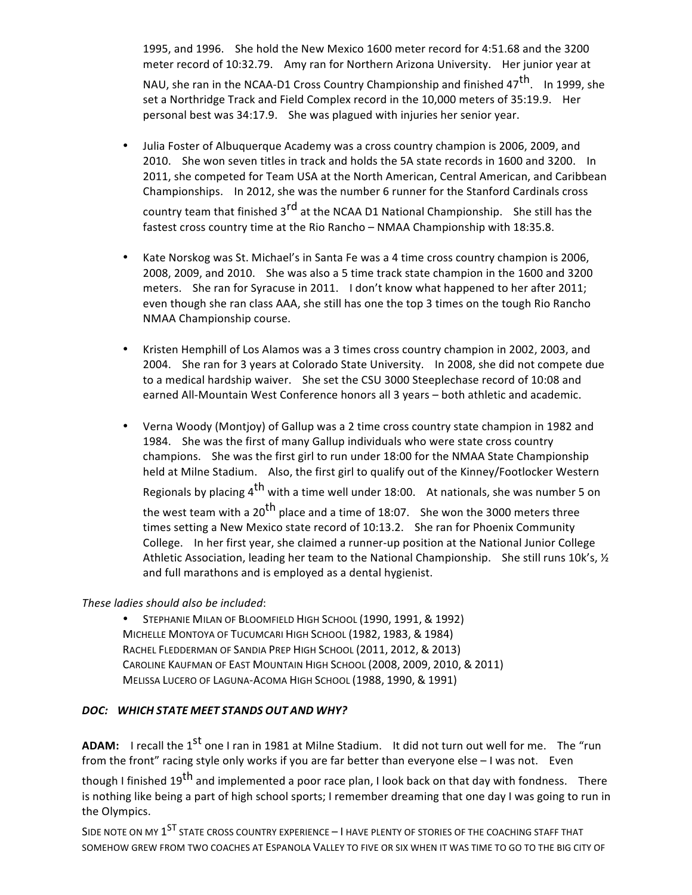1995, and 1996. She hold the New Mexico 1600 meter record for 4:51.68 and the 3200 meter record of 10:32.79. Amy ran for Northern Arizona University. Her junior year at NAU, she ran in the NCAA-D1 Cross Country Championship and finished 47th. In 1999, she set a Northridge Track and Field Complex record in the 10,000 meters of 35:19.9. Her personal best was 34:17.9. She was plagued with injuries her senior year.

- Julia Foster of Albuquerque Academy was a cross country champion is 2006, 2009, and 2010. She won seven titles in track and holds the 5A state records in 1600 and 3200. In 2011, she competed for Team USA at the North American, Central American, and Caribbean Championships. In 2012, she was the number 6 runner for the Stanford Cardinals cross country team that finished 3rd at the NCAA D1 National Championship. She still has the fastest cross country time at the Rio Rancho – NMAA Championship with 18:35.8.

- Kate Norskog was St. Michael's in Santa Fe was a 4 time cross country champion is 2006, 2008, 2009, and 2010. She was also a 5 time track state champion in the 1600 and 3200 meters. She ran for Syracuse in 2011. I don't know what happened to her after 2011; even though she ran class AAA, she still has one the top 3 times on the tough Rio Rancho NMAA Championship course.

- Kristen Hemphill of Los Alamos was a 3 times cross country champion in 2002, 2003, and 2004. She ran for 3 years at Colorado State University. In 2008, she did not compete due to a medical hardship waiver. She set the CSU 3000 Steeplechase record of 10:08 and earned All-Mountain West Conference honors all 3 years – both athletic and academic.

- Verna Woody (Montjoy) of Gallup was a 2 time cross country state champion in 1982 and 1984. She was the first of many Gallup individuals who were state cross country champions. She was the first girl to run under 18:00 for the NMAA State Championship held at Milne Stadium. Also, the first girl to qualify out of the Kinney/Footlocker Western Regionals by placing 4th with a time well under 18:00. At nationals, she was number 5 on the west team with a 20th place and a time of 18:07. She won the 3000 meters three times setting a New Mexico state record of 10:13.2. She ran for Phoenix Community College. In her first year, she claimed a runner-up position at the National Junior College Athletic Association, leading her team to the National Championship. She still runs 10k's, ½ and full marathons and is employed as a dental hygienist.

*These ladies should also be included*:

- STEPHANIE MILAN OF BLOOMFIELD HIGH SCHOOL (1990, 1991, & 1992)
  MICHELLE MONTOYA OF TUCUMCARI HIGH SCHOOL (1982, 1983, & 1984)
  RACHEL FLEDDERMAN OF SANDIA PREP HIGH SCHOOL (2011, 2012, & 2013)
  CAROLINE KAUFMAN OF EAST MOUNTAIN HIGH SCHOOL (2008, 2009, 2010, & 2011)
  MELISSA LUCERO OF LAGUNA-ACOMA HIGH SCHOOL (1988, 1990, & 1991)

***DOC: WHICH STATE MEET STANDS OUT AND WHY?***

**ADAM:** I recall the 1st one I ran in 1981 at Milne Stadium. It did not turn out well for me. The "run from the front" racing style only works if you are far better than everyone else – I was not. Even though I finished 19th and implemented a poor race plan, I look back on that day with fondness. There is nothing like being a part of high school sports; I remember dreaming that one day I was going to run in the Olympics.

SIDE NOTE ON MY 1ST STATE CROSS COUNTRY EXPERIENCE – I HAVE PLENTY OF STORIES OF THE COACHING STAFF THAT SOMEHOW GREW FROM TWO COACHES AT ESPANOLA VALLEY TO FIVE OR SIX WHEN IT WAS TIME TO GO TO THE BIG CITY OF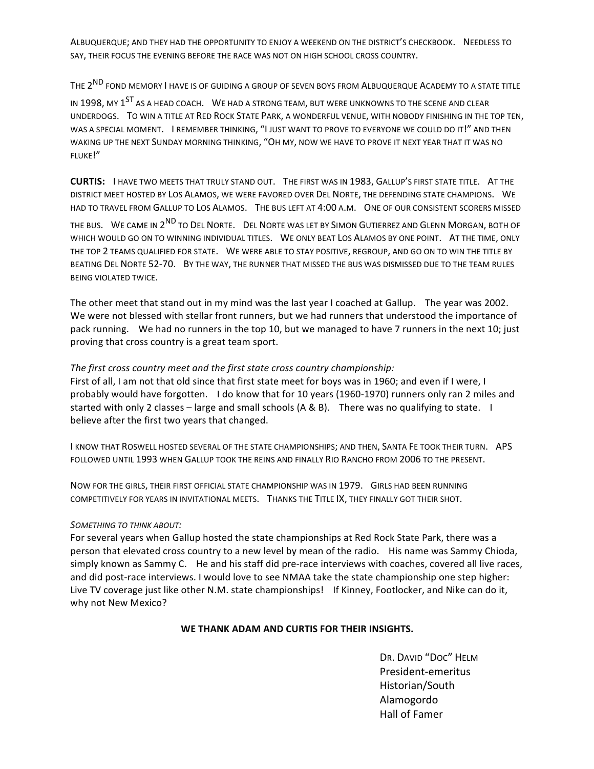ALBUQUERQUE; AND THEY HAD THE OPPORTUNITY TO ENJOY A WEEKEND ON THE DISTRICT'S CHECKBOOK. NEEDLESS TO SAY, THEIR FOCUS THE EVENING BEFORE THE RACE WAS NOT ON HIGH SCHOOL CROSS COUNTRY.

THE 2ND FOND MEMORY I HAVE IS OF GUIDING A GROUP OF SEVEN BOYS FROM ALBUQUERQUE ACADEMY TO A STATE TITLE IN 1998, MY 1ST AS A HEAD COACH. WE HAD A STRONG TEAM, BUT WERE UNKNOWNS TO THE SCENE AND CLEAR UNDERDOGS. TO WIN A TITLE AT RED ROCK STATE PARK, A WONDERFUL VENUE, WITH NOBODY FINISHING IN THE TOP TEN, WAS A SPECIAL MOMENT. I REMEMBER THINKING, "I JUST WANT TO PROVE TO EVERYONE WE COULD DO IT!" AND THEN WAKING UP THE NEXT SUNDAY MORNING THINKING, "OH MY, NOW WE HAVE TO PROVE IT NEXT YEAR THAT IT WAS NO FLUKE!"

**CURTIS:** I HAVE TWO MEETS THAT TRULY STAND OUT. THE FIRST WAS IN 1983, GALLUP'S FIRST STATE TITLE. AT THE DISTRICT MEET HOSTED BY LOS ALAMOS, WE WERE FAVORED OVER DEL NORTE, THE DEFENDING STATE CHAMPIONS. WE HAD TO TRAVEL FROM GALLUP TO LOS ALAMOS. THE BUS LEFT AT 4:00 A.M. ONE OF OUR CONSISTENT SCORERS MISSED THE BUS. WE CAME IN 2ND TO DEL NORTE. DEL NORTE WAS LET BY SIMON GUTIERREZ AND GLENN MORGAN, BOTH OF WHICH WOULD GO ON TO WINNING INDIVIDUAL TITLES. WE ONLY BEAT LOS ALAMOS BY ONE POINT. AT THE TIME, ONLY THE TOP 2 TEAMS QUALIFIED FOR STATE. WE WERE ABLE TO STAY POSITIVE, REGROUP, AND GO ON TO WIN THE TITLE BY BEATING DEL NORTE 52-70. BY THE WAY, THE RUNNER THAT MISSED THE BUS WAS DISMISSED DUE TO THE TEAM RULES BEING VIOLATED TWICE.

The other meet that stand out in my mind was the last year I coached at Gallup. The year was 2002. We were not blessed with stellar front runners, but we had runners that understood the importance of pack running. We had no runners in the top 10, but we managed to have 7 runners in the next 10; just proving that cross country is a great team sport.

*The first cross country meet and the first state cross country championship:*
First of all, I am not that old since that first state meet for boys was in 1960; and even if I were, I probably would have forgotten. I do know that for 10 years (1960-1970) runners only ran 2 miles and started with only 2 classes – large and small schools (A & B). There was no qualifying to state. I believe after the first two years that changed.

I KNOW THAT ROSWELL HOSTED SEVERAL OF THE STATE CHAMPIONSHIPS; AND THEN, SANTA FE TOOK THEIR TURN. APS FOLLOWED UNTIL 1993 WHEN GALLUP TOOK THE REINS AND FINALLY RIO RANCHO FROM 2006 TO THE PRESENT.

NOW FOR THE GIRLS, THEIR FIRST OFFICIAL STATE CHAMPIONSHIP WAS IN 1979. GIRLS HAD BEEN RUNNING COMPETITIVELY FOR YEARS IN INVITATIONAL MEETS. THANKS THE TITLE IX, THEY FINALLY GOT THEIR SHOT.

*SOMETHING TO THINK ABOUT:*
For several years when Gallup hosted the state championships at Red Rock State Park, there was a person that elevated cross country to a new level by mean of the radio. His name was Sammy Chioda, simply known as Sammy C. He and his staff did pre-race interviews with coaches, covered all live races, and did post-race interviews. I would love to see NMAA take the state championship one step higher: Live TV coverage just like other N.M. state championships! If Kinney, Footlocker, and Nike can do it, why not New Mexico?

**WE THANK ADAM AND CURTIS FOR THEIR INSIGHTS.**

DR. DAVID "DOC" HELM
President-emeritus
Historian/South
Alamogordo
Hall of Famer